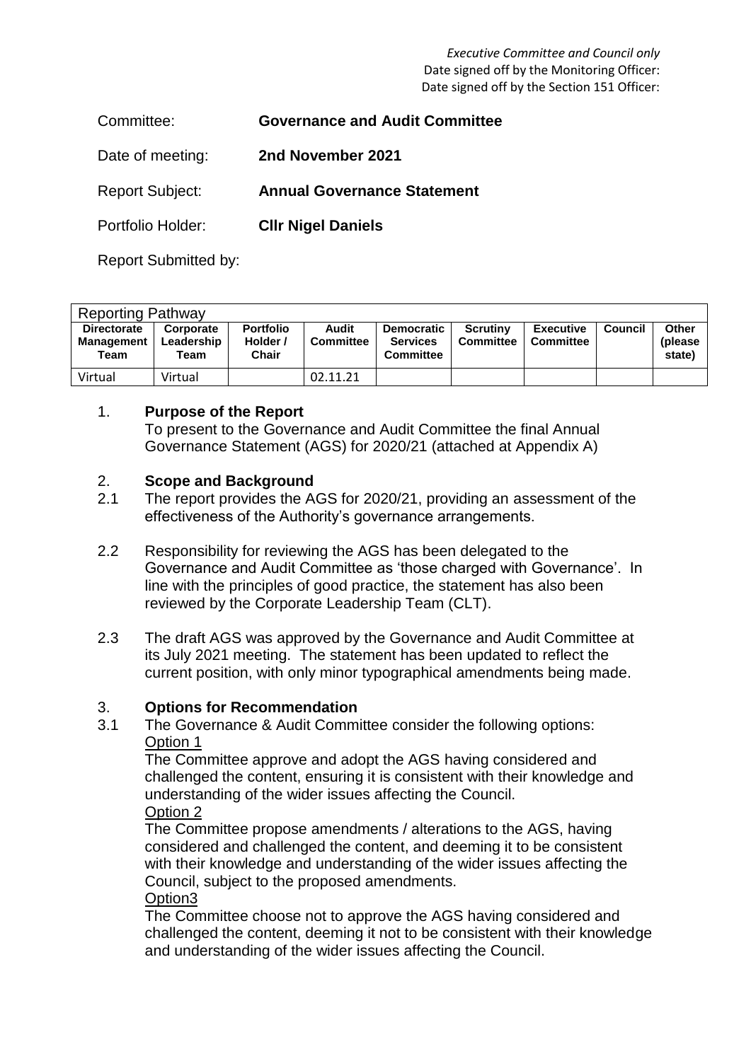*Executive Committee and Council only*
Date signed off by the Monitoring Officer:
Date signed off by the Section 151 Officer:

Committee: **Governance and Audit Committee**

Date of meeting: **2nd November 2021**

Report Subject: **Annual Governance Statement**

Portfolio Holder: **Cllr Nigel Daniels**

Report Submitted by:

| Reporting Pathway | | | | | | | | |
|---|---|---|---|---|---|---|---|---|
| **Directorate Management Team** | **Corporate Leadership Team** | **Portfolio Holder / Chair** | **Audit Committee** | **Democratic Services Committee** | **Scrutiny Committee** | **Executive Committee** | **Council** | **Other (please state)** |
| Virtual | Virtual | | 02.11.21 | | | | | |

## 1. Purpose of the Report

To present to the Governance and Audit Committee the final Annual Governance Statement (AGS) for 2020/21 (attached at Appendix A)

## 2. Scope and Background

2.1 The report provides the AGS for 2020/21, providing an assessment of the effectiveness of the Authority's governance arrangements.

2.2 Responsibility for reviewing the AGS has been delegated to the Governance and Audit Committee as 'those charged with Governance'. In line with the principles of good practice, the statement has also been reviewed by the Corporate Leadership Team (CLT).

2.3 The draft AGS was approved by the Governance and Audit Committee at its July 2021 meeting. The statement has been updated to reflect the current position, with only minor typographical amendments being made.

## 3. Options for Recommendation

3.1 The Governance & Audit Committee consider the following options:

Option 1

The Committee approve and adopt the AGS having considered and challenged the content, ensuring it is consistent with their knowledge and understanding of the wider issues affecting the Council.

Option 2

The Committee propose amendments / alterations to the AGS, having considered and challenged the content, and deeming it to be consistent with their knowledge and understanding of the wider issues affecting the Council, subject to the proposed amendments.

Option3

The Committee choose not to approve the AGS having considered and challenged the content, deeming it not to be consistent with their knowledge and understanding of the wider issues affecting the Council.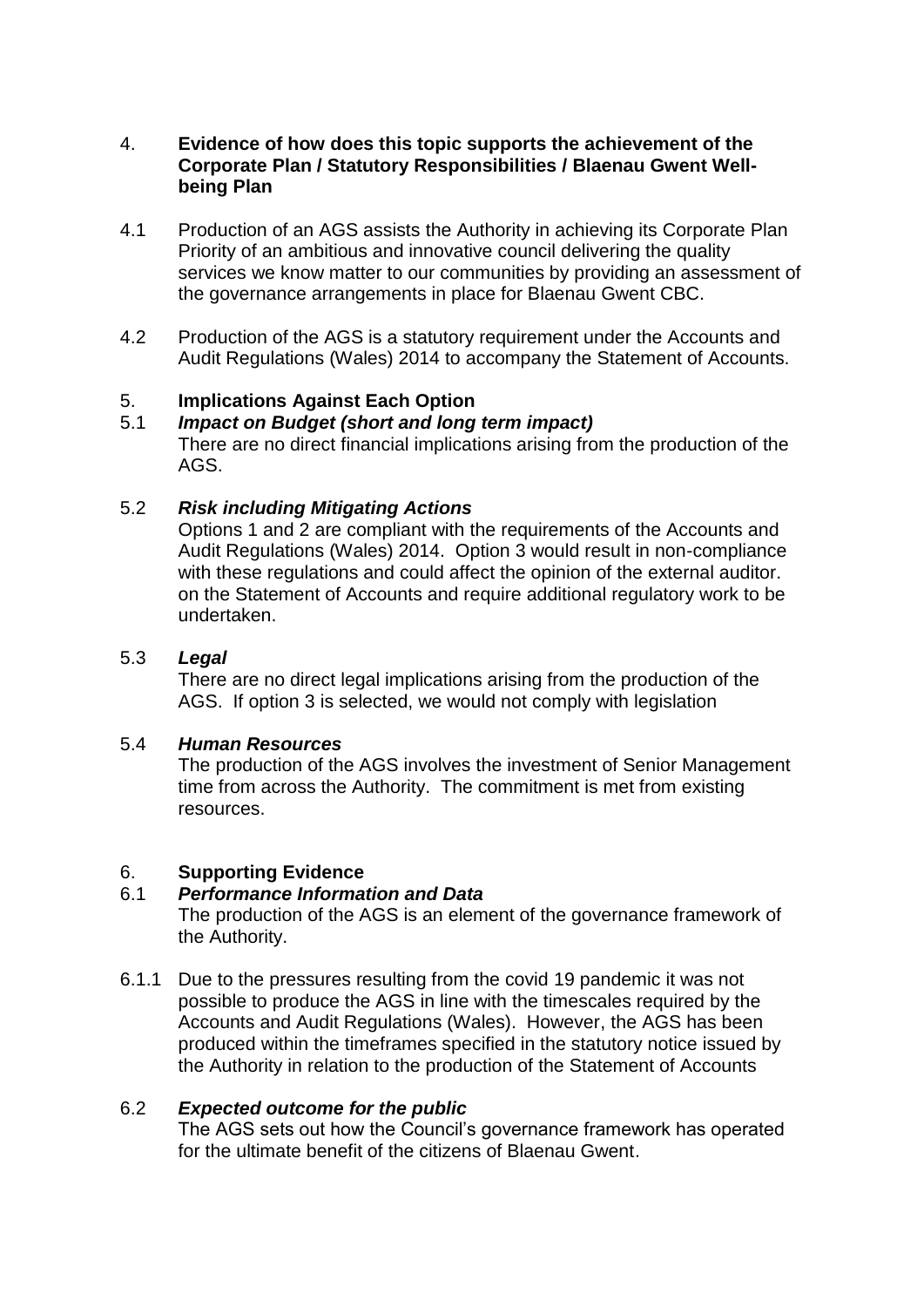4. **Evidence of how does this topic supports the achievement of the Corporate Plan / Statutory Responsibilities / Blaenau Gwent Well-being Plan**

4.1 Production of an AGS assists the Authority in achieving its Corporate Plan Priority of an ambitious and innovative council delivering the quality services we know matter to our communities by providing an assessment of the governance arrangements in place for Blaenau Gwent CBC.

4.2 Production of the AGS is a statutory requirement under the Accounts and Audit Regulations (Wales) 2014 to accompany the Statement of Accounts.

5. **Implications Against Each Option**

5.1 ***Impact on Budget (short and long term impact)***
There are no direct financial implications arising from the production of the AGS.

5.2 ***Risk including Mitigating Actions***
Options 1 and 2 are compliant with the requirements of the Accounts and Audit Regulations (Wales) 2014. Option 3 would result in non-compliance with these regulations and could affect the opinion of the external auditor. on the Statement of Accounts and require additional regulatory work to be undertaken.

5.3 ***Legal***
There are no direct legal implications arising from the production of the AGS. If option 3 is selected, we would not comply with legislation

5.4 ***Human Resources***
The production of the AGS involves the investment of Senior Management time from across the Authority. The commitment is met from existing resources.

6. **Supporting Evidence**

6.1 ***Performance Information and Data***
The production of the AGS is an element of the governance framework of the Authority.

6.1.1 Due to the pressures resulting from the covid 19 pandemic it was not possible to produce the AGS in line with the timescales required by the Accounts and Audit Regulations (Wales). However, the AGS has been produced within the timeframes specified in the statutory notice issued by the Authority in relation to the production of the Statement of Accounts

6.2 ***Expected outcome for the public***
The AGS sets out how the Council's governance framework has operated for the ultimate benefit of the citizens of Blaenau Gwent.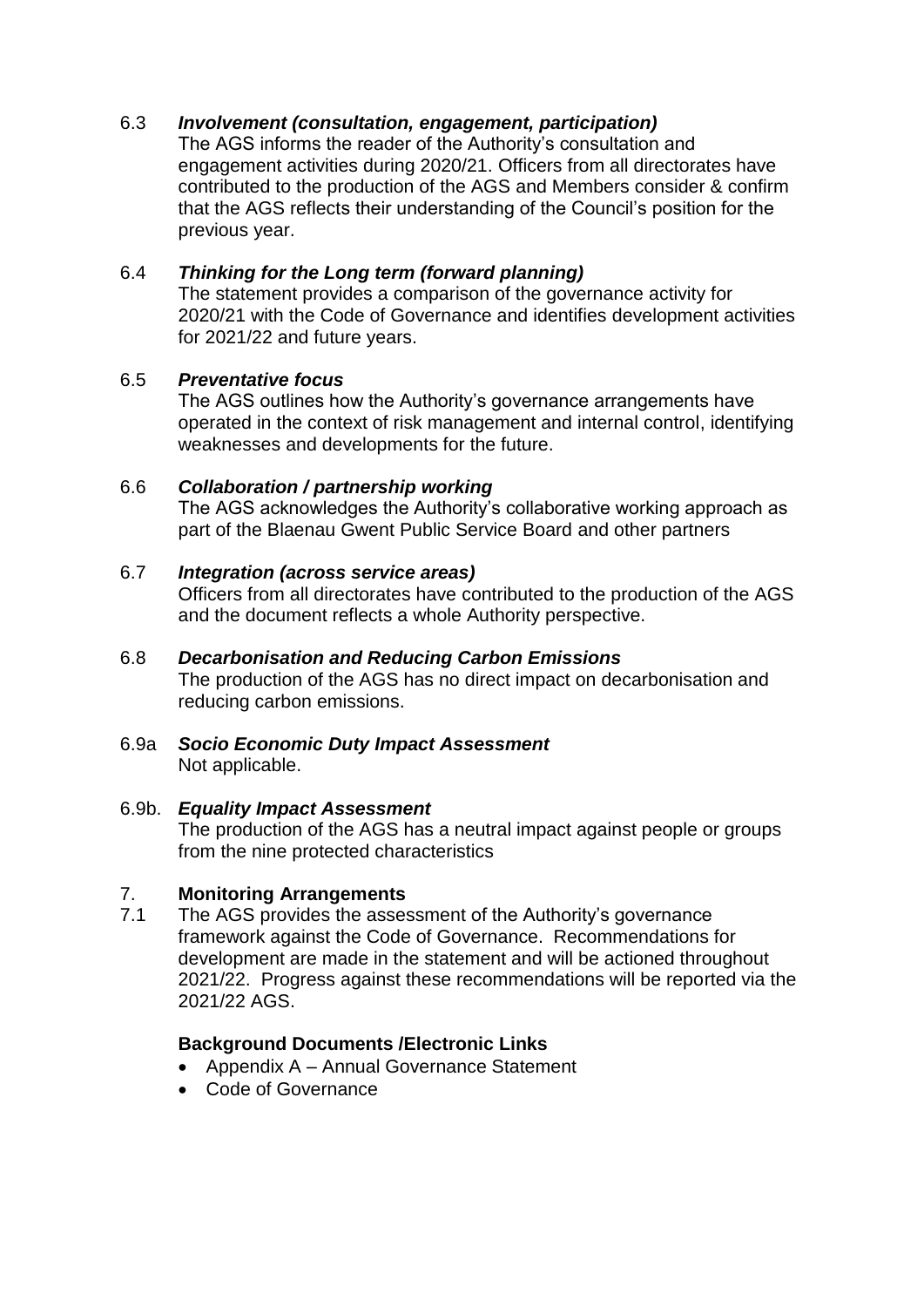6.3 ***Involvement (consultation, engagement, participation)***
The AGS informs the reader of the Authority's consultation and engagement activities during 2020/21. Officers from all directorates have contributed to the production of the AGS and Members consider & confirm that the AGS reflects their understanding of the Council's position for the previous year.

6.4 ***Thinking for the Long term (forward planning)***
The statement provides a comparison of the governance activity for 2020/21 with the Code of Governance and identifies development activities for 2021/22 and future years.

6.5 ***Preventative focus***
The AGS outlines how the Authority's governance arrangements have operated in the context of risk management and internal control, identifying weaknesses and developments for the future.

6.6 ***Collaboration / partnership working***
The AGS acknowledges the Authority's collaborative working approach as part of the Blaenau Gwent Public Service Board and other partners

6.7 ***Integration (across service areas)***
Officers from all directorates have contributed to the production of the AGS and the document reflects a whole Authority perspective.

6.8 ***Decarbonisation and Reducing Carbon Emissions***
The production of the AGS has no direct impact on decarbonisation and reducing carbon emissions.

6.9a ***Socio Economic Duty Impact Assessment***
Not applicable.

6.9b. ***Equality Impact Assessment***
The production of the AGS has a neutral impact against people or groups from the nine protected characteristics

## 7. Monitoring Arrangements

7.1 The AGS provides the assessment of the Authority's governance framework against the Code of Governance. Recommendations for development are made in the statement and will be actioned throughout 2021/22. Progress against these recommendations will be reported via the 2021/22 AGS.

**Background Documents /Electronic Links**

- Appendix A – Annual Governance Statement
- Code of Governance